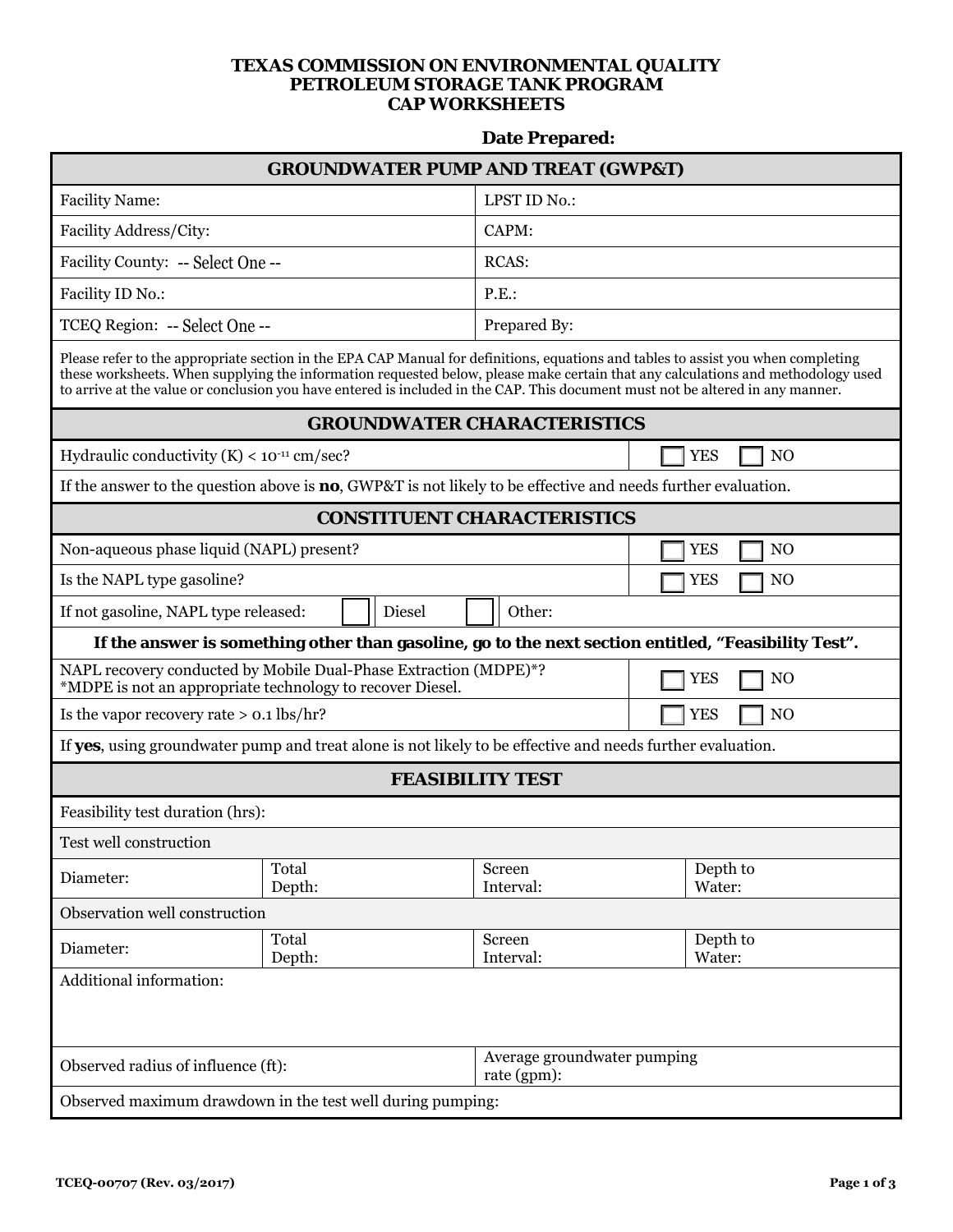# TEXAS COMMISSION ON ENVIRONMENTAL QUALITY
# PETROLEUM STORAGE TANK PROGRAM
# CAP WORKSHEETS

**Date Prepared:**

## GROUNDWATER PUMP AND TREAT (GWP&T)

| | |
|---|---|
| Facility Name: | LPST ID No.: |
| Facility Address/City: | CAPM: |
| Facility County: -- Select One -- | RCAS: |
| Facility ID No.: | P.E.: |
| TCEQ Region: -- Select One -- | Prepared By: |

Please refer to the appropriate section in the EPA CAP Manual for definitions, equations and tables to assist you when completing these worksheets. When supplying the information requested below, please make certain that any calculations and methodology used to arrive at the value or conclusion you have entered is included in the CAP. This document must not be altered in any manner.

## GROUNDWATER CHARACTERISTICS

| | |
|---|---|
| Hydraulic conductivity (K) < $10^{-11}$ cm/sec? | ☐ YES ☐ NO |

If the answer to the question above is **no**, GWP&T is not likely to be effective and needs further evaluation.

## CONSTITUENT CHARACTERISTICS

| | |
|---|---|
| Non-aqueous phase liquid (NAPL) present? | ☐ YES ☐ NO |
| Is the NAPL type gasoline? | ☐ YES ☐ NO |
| If not gasoline, NAPL type released: ☐ Diesel ☐ Other: | |

**If the answer is something other than gasoline, go to the next section entitled, "Feasibility Test".**

| | |
|---|---|
| NAPL recovery conducted by Mobile Dual-Phase Extraction (MDPE)*? *MDPE is not an appropriate technology to recover Diesel. | ☐ YES ☐ NO |
| Is the vapor recovery rate > 0.1 lbs/hr? | ☐ YES ☐ NO |

If **yes**, using groundwater pump and treat alone is not likely to be effective and needs further evaluation.

## FEASIBILITY TEST

Feasibility test duration (hrs):

Test well construction

| Diameter: | Total Depth: | Screen Interval: | Depth to Water: |
|---|---|---|---|

Observation well construction

| Diameter: | Total Depth: | Screen Interval: | Depth to Water: |
|---|---|---|---|

Additional information:

| | |
|---|---|
| Observed radius of influence (ft): | Average groundwater pumping rate (gpm): |

Observed maximum drawdown in the test well during pumping:

TCEQ-00707 (Rev. 03/2017)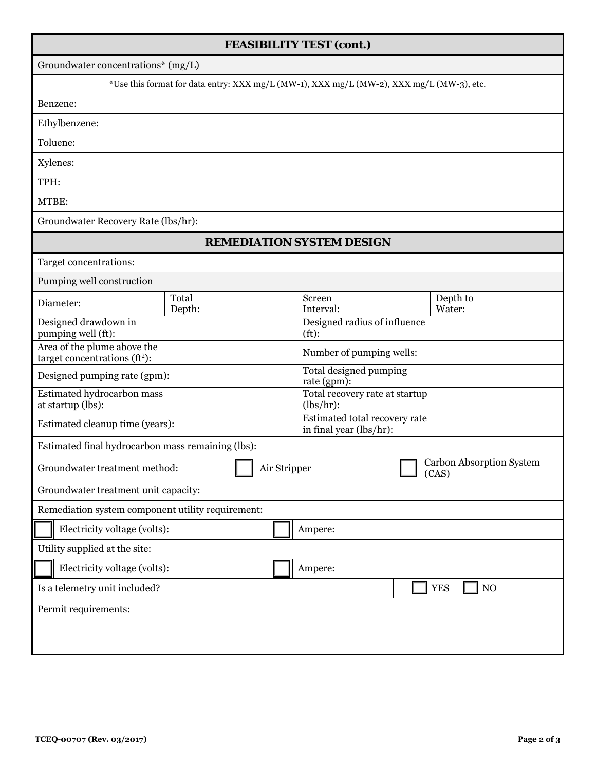## FEASIBILITY TEST (cont.)

Groundwater concentrations* (mg/L)

*Use this format for data entry: XXX mg/L (MW-1), XXX mg/L (MW-2), XXX mg/L (MW-3), etc.

Benzene:

Ethylbenzene:

Toluene:

Xylenes:

TPH:

MTBE:

Groundwater Recovery Rate (lbs/hr):

## REMEDIATION SYSTEM DESIGN

Target concentrations:

Pumping well construction

| Diameter: | Total Depth: | Screen Interval: | Depth to Water: |
|---|---|---|---|

| | |
|---|---|
| Designed drawdown in pumping well (ft): | Designed radius of influence (ft): |
| Area of the plume above the target concentrations ($ft^2$): | Number of pumping wells: |
| Designed pumping rate (gpm): | Total designed pumping rate (gpm): |
| Estimated hydrocarbon mass at startup (lbs): | Total recovery rate at startup (lbs/hr): |
| Estimated cleanup time (years): | Estimated total recovery rate in final year (lbs/hr): |

Estimated final hydrocarbon mass remaining (lbs):

Groundwater treatment method: ☐ Air Stripper ☐ Carbon Absorption System (CAS)

Groundwater treatment unit capacity:

Remediation system component utility requirement:

☐ Electricity voltage (volts): ☐ Ampere:

Utility supplied at the site:

☐ Electricity voltage (volts): ☐ Ampere:

Is a telemetry unit included? ☐ YES ☐ NO

Permit requirements: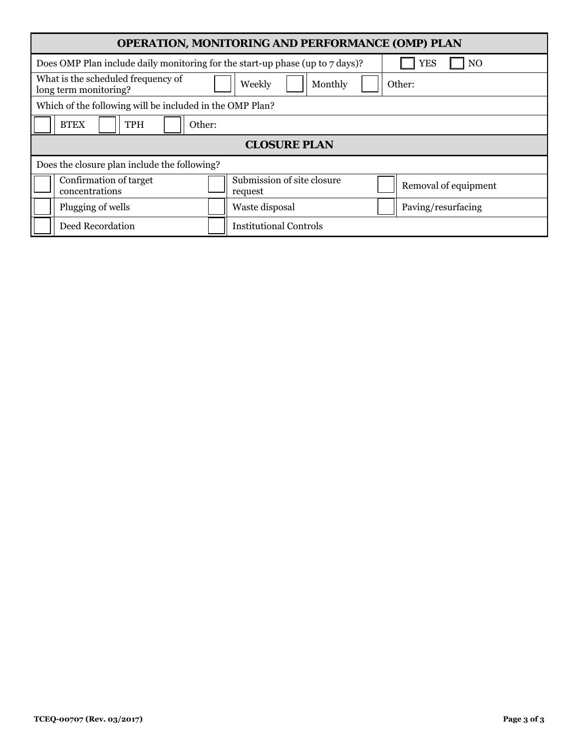## OPERATION, MONITORING AND PERFORMANCE (OMP) PLAN

| | |
|---|---|
| Does OMP Plan include daily monitoring for the start-up phase (up to 7 days)? | ☐ YES ☐ NO |

| | | | | | | |
|---|---|---|---|---|---|---|
| What is the scheduled frequency of long term monitoring? | ☐ | Weekly | ☐ | Monthly | ☐ | Other: |

Which of the following will be included in the OMP Plan?

| | | | | | |
|---|---|---|---|---|---|
| ☐ | BTEX | ☐ | TPH | ☐ | Other: |

## CLOSURE PLAN

Does the closure plan include the following?

| | | | | | |
|---|---|---|---|---|---|
| ☐ | Confirmation of target concentrations | ☐ | Submission of site closure request | ☐ | Removal of equipment |
| ☐ | Plugging of wells | ☐ | Waste disposal | ☐ | Paving/resurfacing |
| ☐ | Deed Recordation | ☐ | Institutional Controls | | |

TCEQ-00707 (Rev. 03/2017)